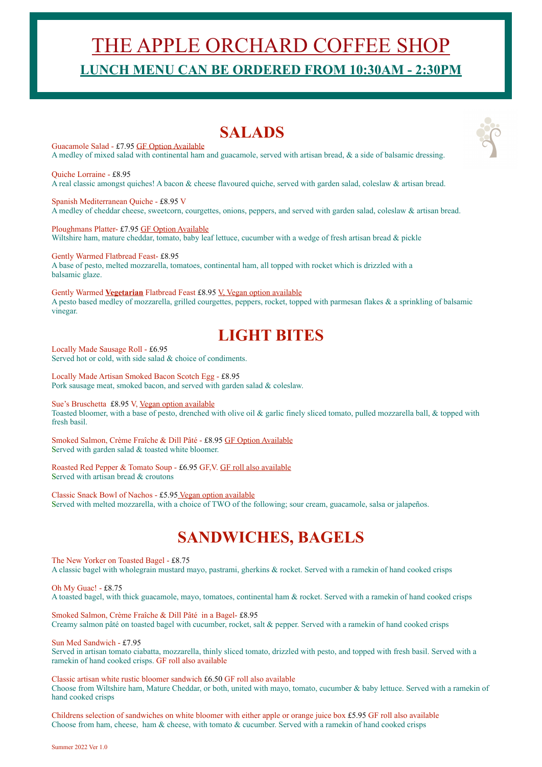# THE APPLE ORCHARD COFFEE SHOP

## LUNCH MENU CAN BE ORDERED FROM 10:30AM - 2:30PM

## SALADS

Guacamole Salad - £7.95 GF Option Available
A medley of mixed salad with continental ham and guacamole, served with artisan bread, & a side of balsamic dressing.

Quiche Lorraine - £8.95
A real classic amongst quiches! A bacon & cheese flavoured quiche, served with garden salad, coleslaw & artisan bread.

Spanish Mediterranean Quiche - £8.95 V
A medley of cheddar cheese, sweetcorn, courgettes, onions, peppers, and served with garden salad, coleslaw & artisan bread.

Ploughmans Platter- £7.95 GF Option Available
Wiltshire ham, mature cheddar, tomato, baby leaf lettuce, cucumber with a wedge of fresh artisan bread & pickle

Gently Warmed Flatbread Feast- £8.95
A base of pesto, melted mozzarella, tomatoes, continental ham, all topped with rocket which is drizzled with a balsamic glaze.

Gently Warmed **Vegetarian** Flatbread Feast £8.95 V, Vegan option available
A pesto based medley of mozzarella, grilled courgettes, peppers, rocket, topped with parmesan flakes & a sprinkling of balsamic vinegar.

## LIGHT BITES

Locally Made Sausage Roll - £6.95
Served hot or cold, with side salad & choice of condiments.

Locally Made Artisan Smoked Bacon Scotch Egg - £8.95
Pork sausage meat, smoked bacon, and served with garden salad & coleslaw.

Sue's Bruschetta £8.95 V, Vegan option available
Toasted bloomer, with a base of pesto, drenched with olive oil & garlic finely sliced tomato, pulled mozzarella ball, & topped with fresh basil.

Smoked Salmon, Crème Fraîche & Dill Pâté - £8.95 GF Option Available
Served with garden salad & toasted white bloomer.

Roasted Red Pepper & Tomato Soup - £6.95 GF,V. GF roll also available
Served with artisan bread & croutons

Classic Snack Bowl of Nachos - £5.95 Vegan option available
Served with melted mozzarella, with a choice of TWO of the following; sour cream, guacamole, salsa or jalapeños.

## SANDWICHES, BAGELS

The New Yorker on Toasted Bagel - £8.75
A classic bagel with wholegrain mustard mayo, pastrami, gherkins & rocket. Served with a ramekin of hand cooked crisps

Oh My Guac! - £8.75
A toasted bagel, with thick guacamole, mayo, tomatoes, continental ham & rocket. Served with a ramekin of hand cooked crisps

Smoked Salmon, Crème Fraîche & Dill Pâté in a Bagel- £8.95
Creamy salmon pâté on toasted bagel with cucumber, rocket, salt & pepper. Served with a ramekin of hand cooked crisps

Sun Med Sandwich - £7.95
Served in artisan tomato ciabatta, mozzarella, thinly sliced tomato, drizzled with pesto, and topped with fresh basil. Served with a ramekin of hand cooked crisps. GF roll also available

Classic artisan white rustic bloomer sandwich £6.50 GF roll also available
Choose from Wiltshire ham, Mature Cheddar, or both, united with mayo, tomato, cucumber & baby lettuce. Served with a ramekin of hand cooked crisps

Childrens selection of sandwiches on white bloomer with either apple or orange juice box £5.95 GF roll also available
Choose from ham, cheese, ham & cheese, with tomato & cucumber. Served with a ramekin of hand cooked crisps

Summer 2022 Ver 1.0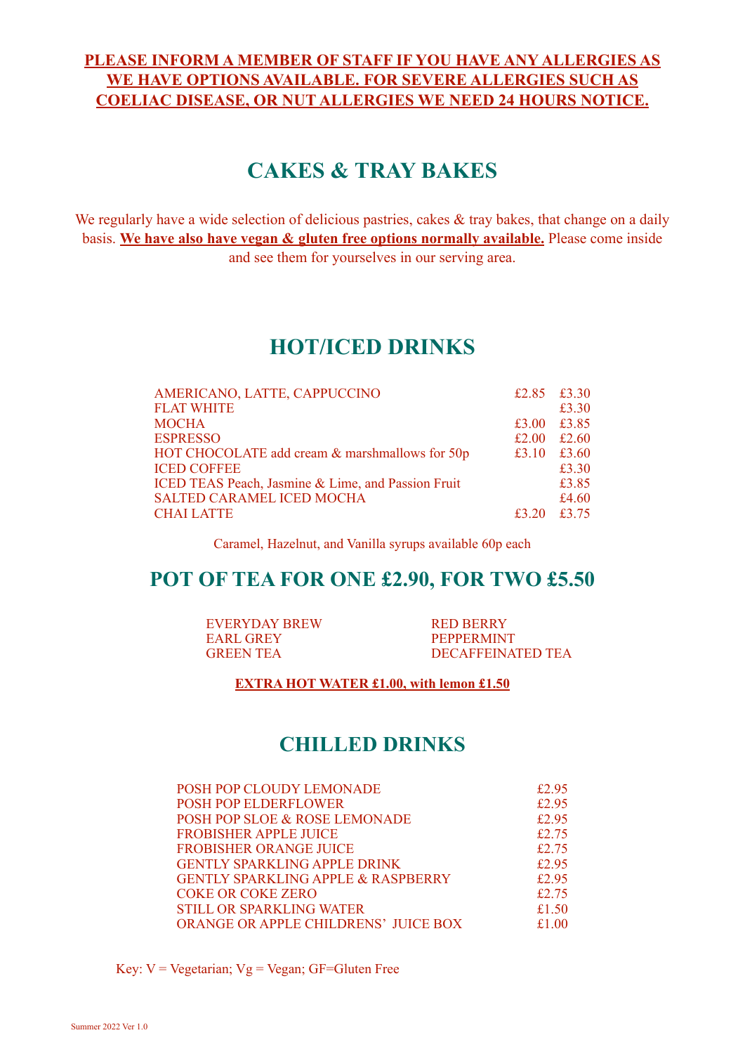**PLEASE INFORM A MEMBER OF STAFF IF YOU HAVE ANY ALLERGIES AS WE HAVE OPTIONS AVAILABLE. FOR SEVERE ALLERGIES SUCH AS COELIAC DISEASE, OR NUT ALLERGIES WE NEED 24 HOURS NOTICE.**

# CAKES & TRAY BAKES

We regularly have a wide selection of delicious pastries, cakes & tray bakes, that change on a daily basis. **We have also have vegan & gluten free options normally available.** Please come inside and see them for yourselves in our serving area.

# HOT/ICED DRINKS

| | | |
|---|---|---|
| AMERICANO, LATTE, CAPPUCCINO | £2.85 | £3.30 |
| FLAT WHITE | | £3.30 |
| MOCHA | £3.00 | £3.85 |
| ESPRESSO | £2.00 | £2.60 |
| HOT CHOCOLATE add cream & marshmallows for 50p | £3.10 | £3.60 |
| ICED COFFEE | | £3.30 |
| ICED TEAS Peach, Jasmine & Lime, and Passion Fruit | | £3.85 |
| SALTED CARAMEL ICED MOCHA | | £4.60 |
| CHAI LATTE | £3.20 | £3.75 |

Caramel, Hazelnut, and Vanilla syrups available 60p each

# POT OF TEA FOR ONE £2.90, FOR TWO £5.50

| | |
|---|---|
| EVERYDAY BREW | RED BERRY |
| EARL GREY | PEPPERMINT |
| GREEN TEA | DECAFFEINATED TEA |

**EXTRA HOT WATER £1.00, with lemon £1.50**

# CHILLED DRINKS

| | |
|---|---|
| POSH POP CLOUDY LEMONADE | £2.95 |
| POSH POP ELDERFLOWER | £2.95 |
| POSH POP SLOE & ROSE LEMONADE | £2.95 |
| FROBISHER APPLE JUICE | £2.75 |
| FROBISHER ORANGE JUICE | £2.75 |
| GENTLY SPARKLING APPLE DRINK | £2.95 |
| GENTLY SPARKLING APPLE & RASPBERRY | £2.95 |
| COKE OR COKE ZERO | £2.75 |
| STILL OR SPARKLING WATER | £1.50 |
| ORANGE OR APPLE CHILDRENS' JUICE BOX | £1.00 |

Key: V = Vegetarian; Vg = Vegan; GF=Gluten Free

Summer 2022 Ver 1.0